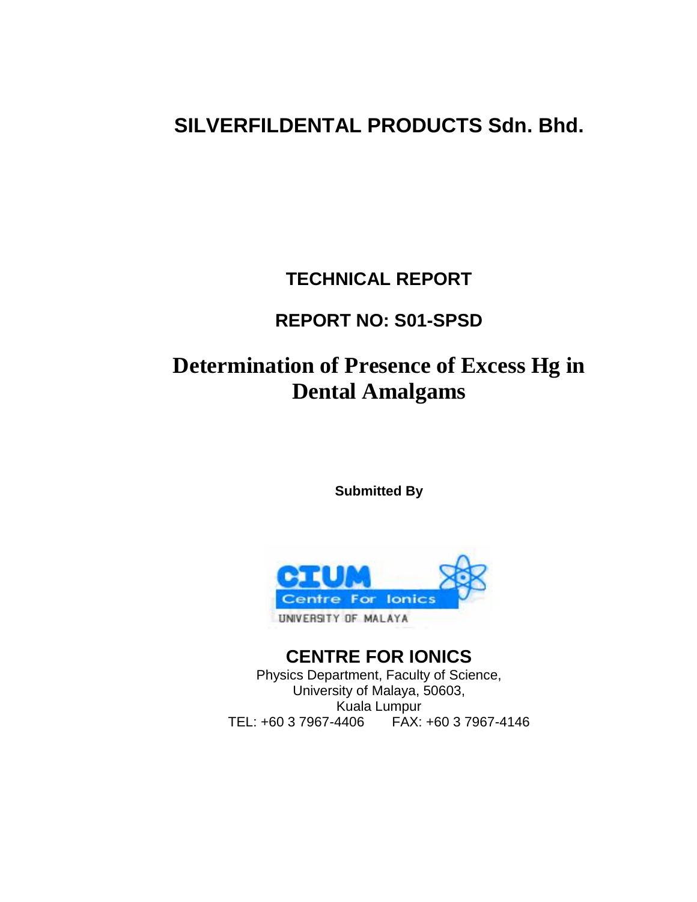# SILVERFILDENTAL PRODUCTS Sdn. Bhd.

## TECHNICAL REPORT

## REPORT NO: S01-SPSD

# Determination of Presence of Excess Hg in Dental Amalgams

**Submitted By**

CIUM

Centre For Ionics

UNIVERSITY OF MALAYA

## CENTRE FOR IONICS

Physics Department, Faculty of Science,
University of Malaya, 50603,
Kuala Lumpur
TEL: +60 3 7967-4406 FAX: +60 3 7967-4146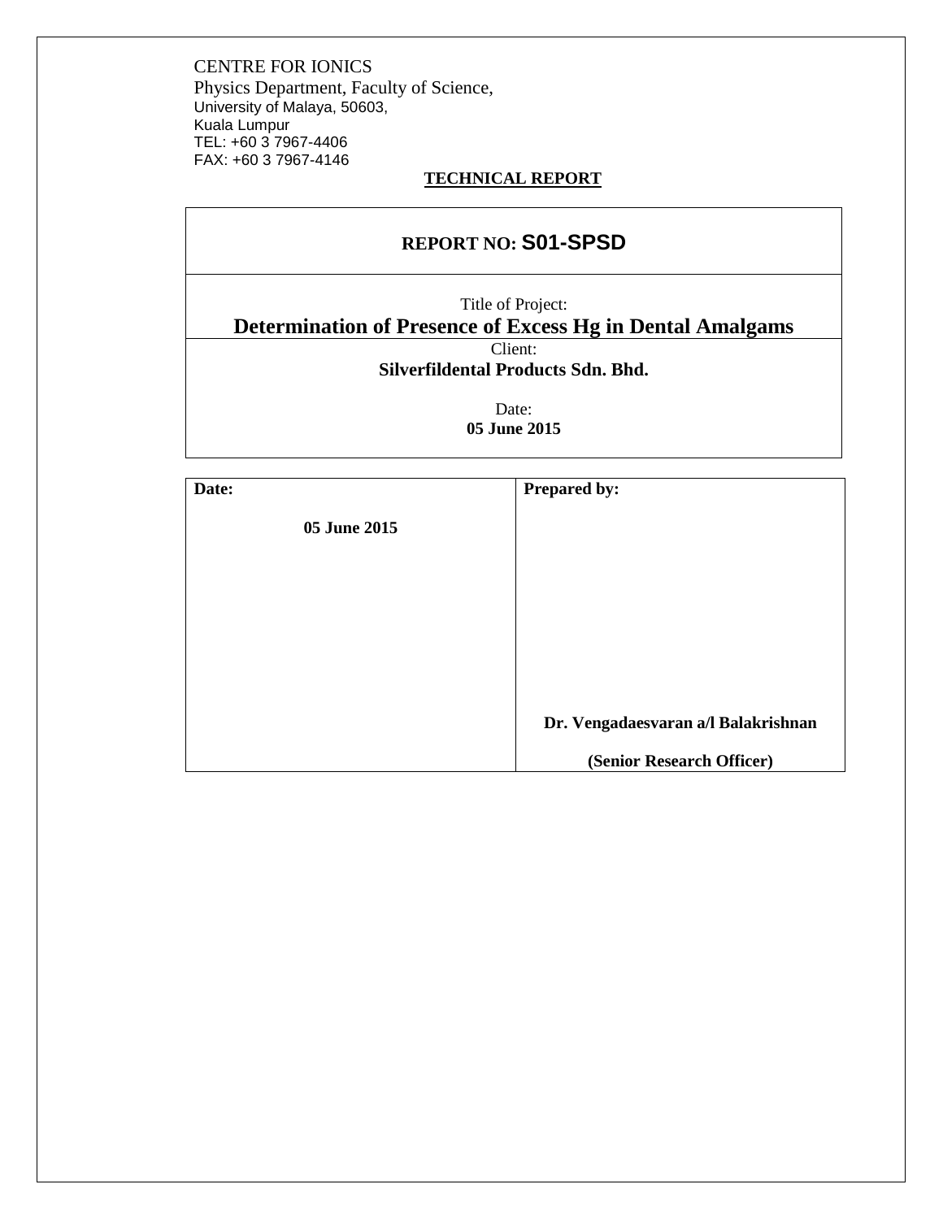CENTRE FOR IONICS
Physics Department, Faculty of Science,
University of Malaya, 50603,
Kuala Lumpur
TEL: +60 3 7967-4406
FAX: +60 3 7967-4146

**TECHNICAL REPORT**

| **REPORT NO: S01-SPSD** |
|---|
| Title of Project:<br>**Determination of Presence of Excess Hg in Dental Amalgams** |
| Client:<br>**Silverfildental Products Sdn. Bhd.**<br><br>Date:<br>**05 June 2015** |

| **Date:** | **Prepared by:** |
|---|---|
| **05 June 2015** | **Dr. Vengadaesvaran a/l Balakrishnan**<br><br>**(Senior Research Officer)** |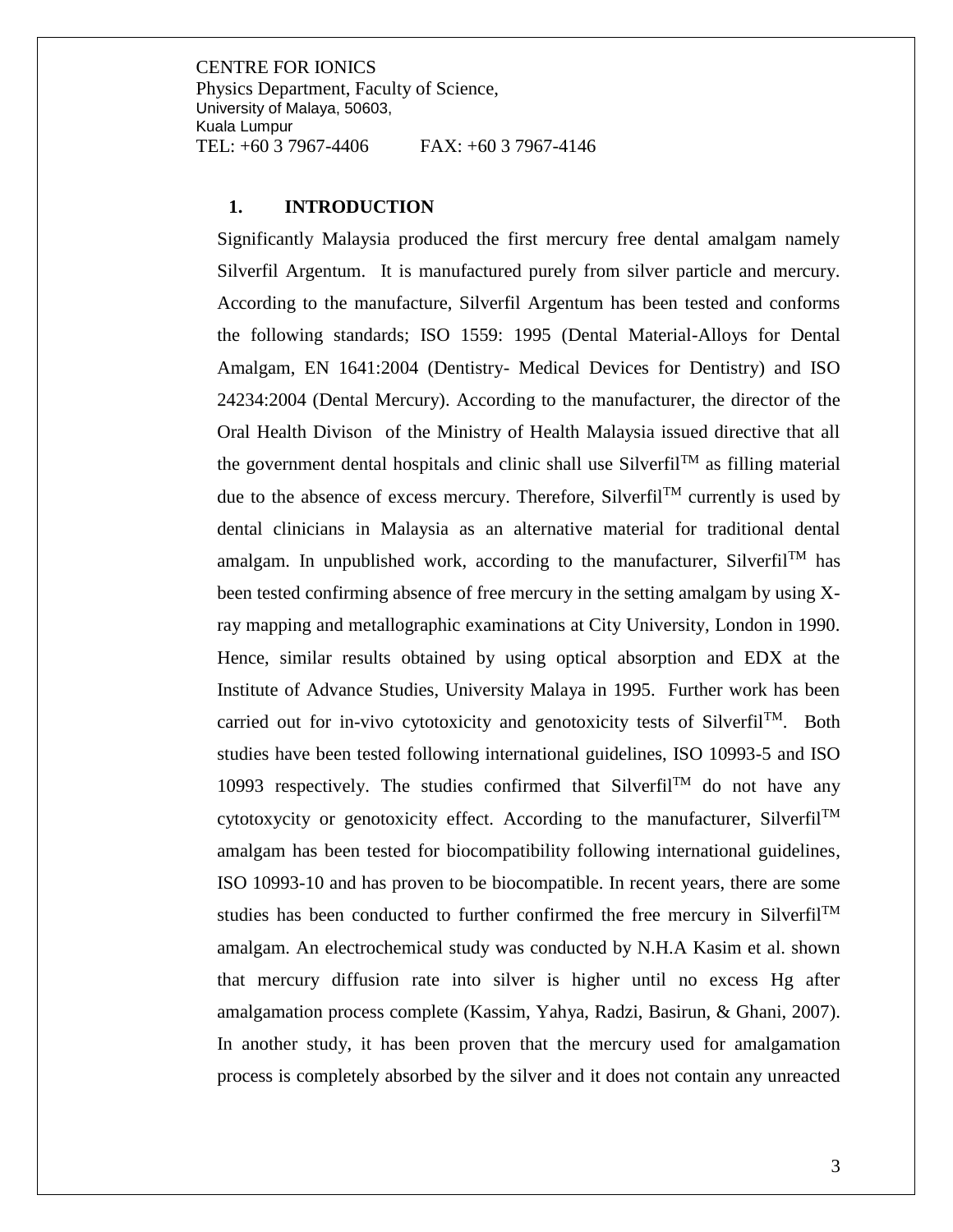CENTRE FOR IONICS
Physics Department, Faculty of Science,
University of Malaya, 50603,
Kuala Lumpur
TEL: +60 3 7967-4406 FAX: +60 3 7967-4146

## 1. INTRODUCTION

Significantly Malaysia produced the first mercury free dental amalgam namely Silverfil Argentum. It is manufactured purely from silver particle and mercury. According to the manufacture, Silverfil Argentum has been tested and conforms the following standards; ISO 1559: 1995 (Dental Material-Alloys for Dental Amalgam, EN 1641:2004 (Dentistry- Medical Devices for Dentistry) and ISO 24234:2004 (Dental Mercury). According to the manufacturer, the director of the Oral Health Divison of the Ministry of Health Malaysia issued directive that all the government dental hospitals and clinic shall use Silverfil$^{TM}$ as filling material due to the absence of excess mercury. Therefore, Silverfil$^{TM}$ currently is used by dental clinicians in Malaysia as an alternative material for traditional dental amalgam. In unpublished work, according to the manufacturer, Silverfil$^{TM}$ has been tested confirming absence of free mercury in the setting amalgam by using X-ray mapping and metallographic examinations at City University, London in 1990. Hence, similar results obtained by using optical absorption and EDX at the Institute of Advance Studies, University Malaya in 1995. Further work has been carried out for in-vivo cytotoxicity and genotoxicity tests of Silverfil$^{TM}$. Both studies have been tested following international guidelines, ISO 10993-5 and ISO 10993 respectively. The studies confirmed that Silverfil$^{TM}$ do not have any cytotoxycity or genotoxicity effect. According to the manufacturer, Silverfil$^{TM}$ amalgam has been tested for biocompatibility following international guidelines, ISO 10993-10 and has proven to be biocompatible. In recent years, there are some studies has been conducted to further confirmed the free mercury in Silverfil$^{TM}$ amalgam. An electrochemical study was conducted by N.H.A Kasim et al. shown that mercury diffusion rate into silver is higher until no excess Hg after amalgamation process complete (Kassim, Yahya, Radzi, Basirun, & Ghani, 2007). In another study, it has been proven that the mercury used for amalgamation process is completely absorbed by the silver and it does not contain any unreacted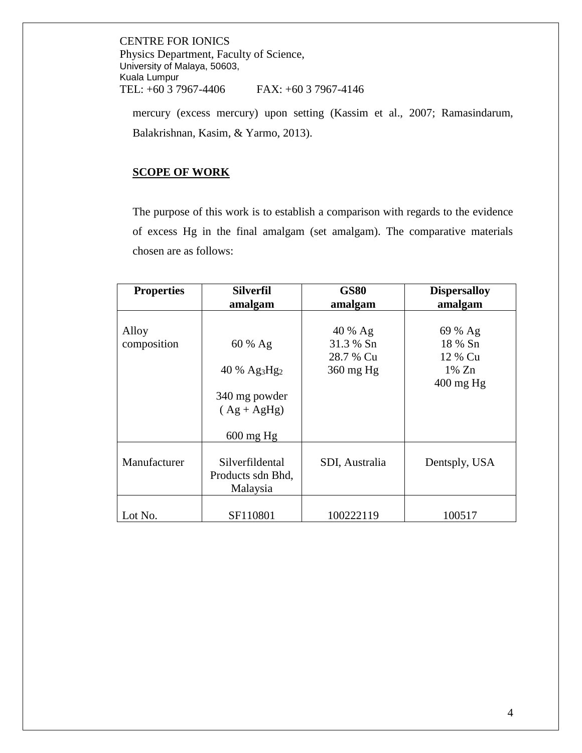mercury (excess mercury) upon setting (Kassim et al., 2007; Ramasindarum, Balakrishnan, Kasim, & Yarmo, 2013).

## SCOPE OF WORK

The purpose of this work is to establish a comparison with regards to the evidence of excess Hg in the final amalgam (set amalgam). The comparative materials chosen are as follows:

| Properties | Silverfil amalgam | GS80 amalgam | Dispersalloy amalgam |
|---|---|---|---|
| Alloy composition | 60 % Ag<br>40 % $Ag_3Hg_2$<br>340 mg powder ( Ag + AgHg)<br>600 mg Hg | 40 % Ag<br>31.3 % Sn<br>28.7 % Cu<br>360 mg Hg | 69 % Ag<br>18 % Sn<br>12 % Cu<br>1% Zn<br>400 mg Hg |
| Manufacturer | Silverfildental Products sdn Bhd, Malaysia | SDI, Australia | Dentsply, USA |
| Lot No. | SF110801 | 100222119 | 100517 |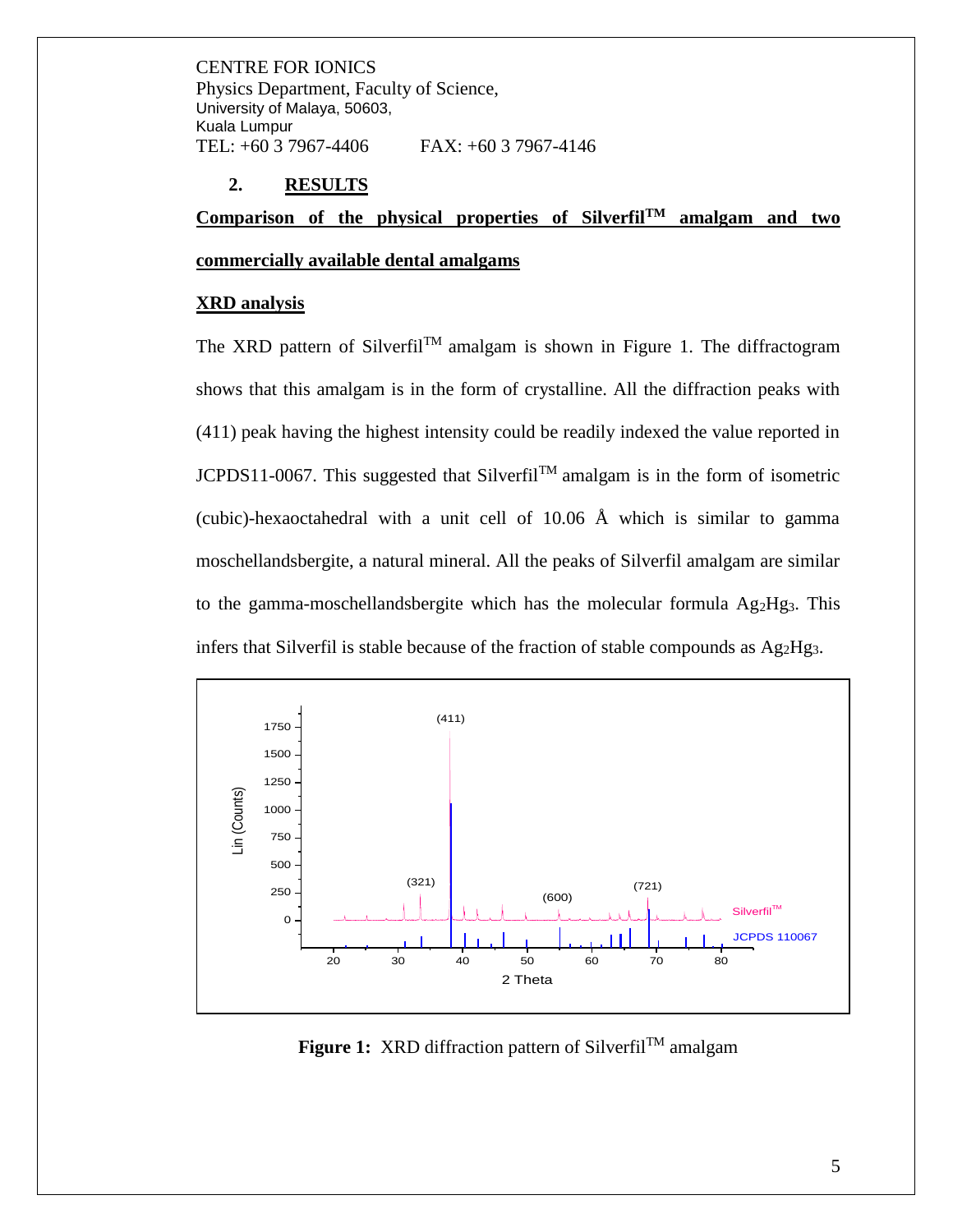CENTRE FOR IONICS
Physics Department, Faculty of Science,
University of Malaya, 50603,
Kuala Lumpur
TEL: +60 3 7967-4406 FAX: +60 3 7967-4146

## 2. RESULTS

### Comparison of the physical properties of Silverfil$^{TM}$ amalgam and two commercially available dental amalgams

### XRD analysis

The XRD pattern of Silverfil$^{TM}$ amalgam is shown in Figure 1. The diffractogram shows that this amalgam is in the form of crystalline. All the diffraction peaks with (411) peak having the highest intensity could be readily indexed the value reported in JCPDS11-0067. This suggested that Silverfil$^{TM}$ amalgam is in the form of isometric (cubic)-hexaoctahedral with a unit cell of 10.06 Å which is similar to gamma moschellandsbergite, a natural mineral. All the peaks of Silverfil amalgam are similar to the gamma-moschellandsbergite which has the molecular formula $Ag_2Hg_3$. This infers that Silverfil is stable because of the fraction of stable compounds as $Ag_2Hg_3$.

**Figure 1:** XRD diffraction pattern of Silverfil$^{TM}$ amalgam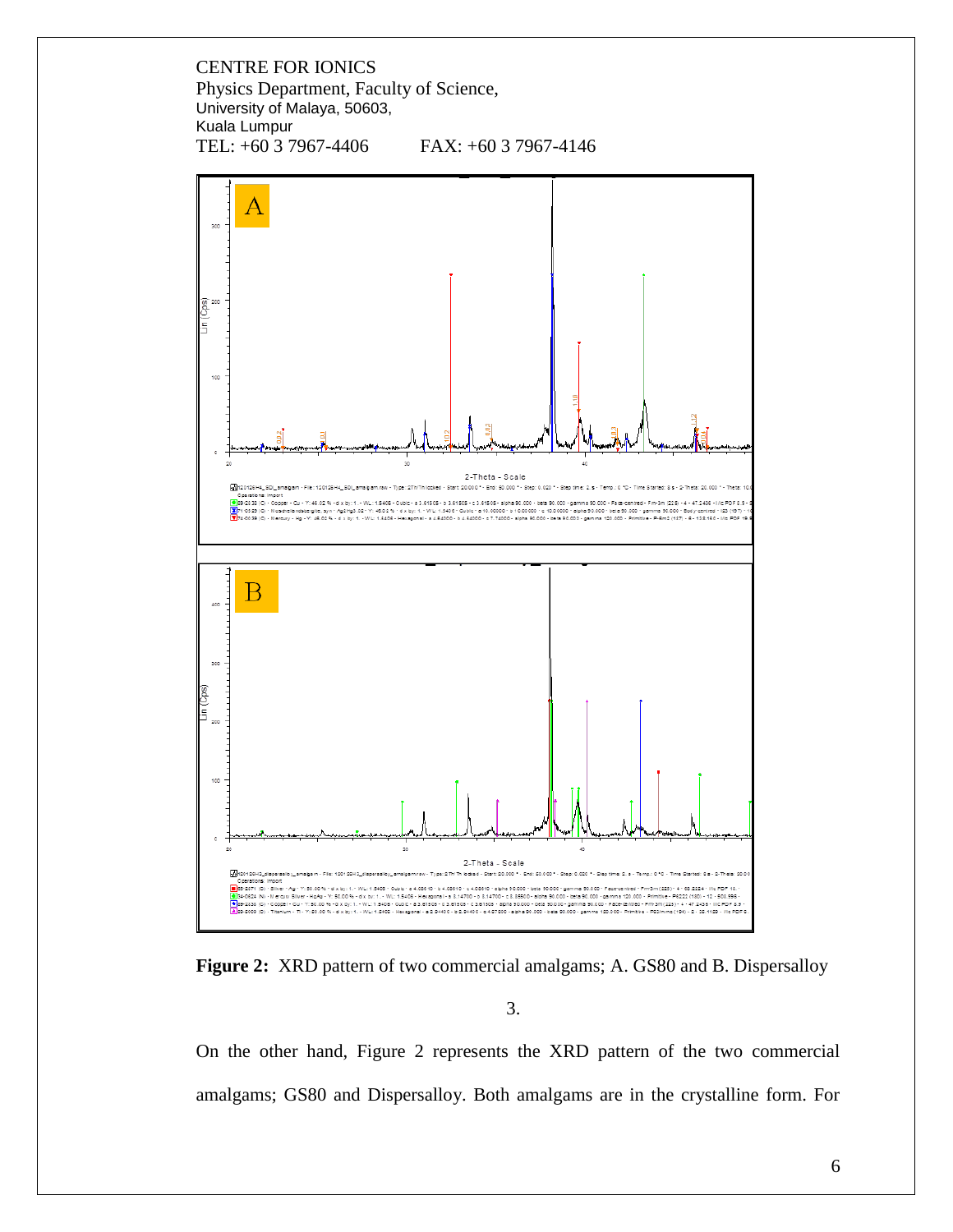CENTRE FOR IONICS
Physics Department, Faculty of Science,
University of Malaya, 50603,
Kuala Lumpur
TEL: +60 3 7967-4406 FAX: +60 3 7967-4146

**Figure 2:** XRD pattern of two commercial amalgams; A. GS80 and B. Dispersalloy

3.

On the other hand, Figure 2 represents the XRD pattern of the two commercial amalgams; GS80 and Dispersalloy. Both amalgams are in the crystalline form. For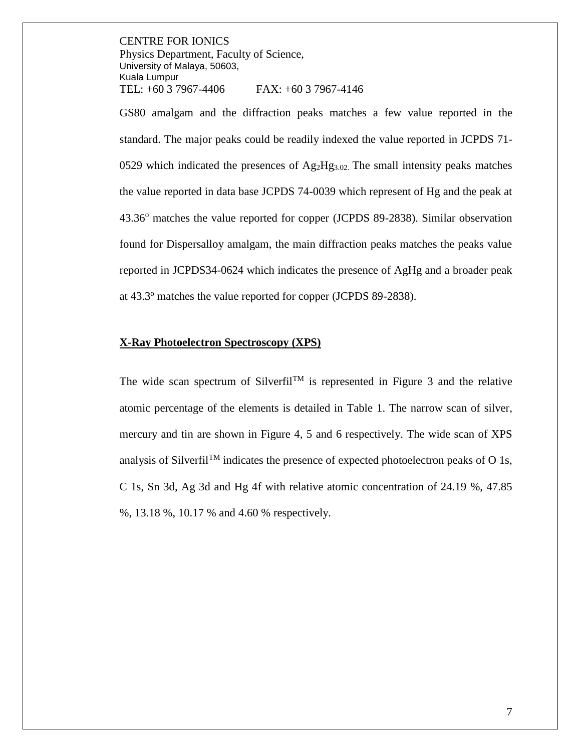GS80 amalgam and the diffraction peaks matches a few value reported in the standard. The major peaks could be readily indexed the value reported in JCPDS 71-0529 which indicated the presences of $Ag_2Hg_{3.02.}$ The small intensity peaks matches the value reported in data base JCPDS 74-0039 which represent of Hg and the peak at 43.36$^o$ matches the value reported for copper (JCPDS 89-2838). Similar observation found for Dispersalloy amalgam, the main diffraction peaks matches the peaks value reported in JCPDS34-0624 which indicates the presence of AgHg and a broader peak at 43.3$^o$ matches the value reported for copper (JCPDS 89-2838).

## X-Ray Photoelectron Spectroscopy (XPS)

The wide scan spectrum of Silverfil$^{TM}$ is represented in Figure 3 and the relative atomic percentage of the elements is detailed in Table 1. The narrow scan of silver, mercury and tin are shown in Figure 4, 5 and 6 respectively. The wide scan of XPS analysis of Silverfil$^{TM}$ indicates the presence of expected photoelectron peaks of O 1s, C 1s, Sn 3d, Ag 3d and Hg 4f with relative atomic concentration of 24.19 %, 47.85 %, 13.18 %, 10.17 % and 4.60 % respectively.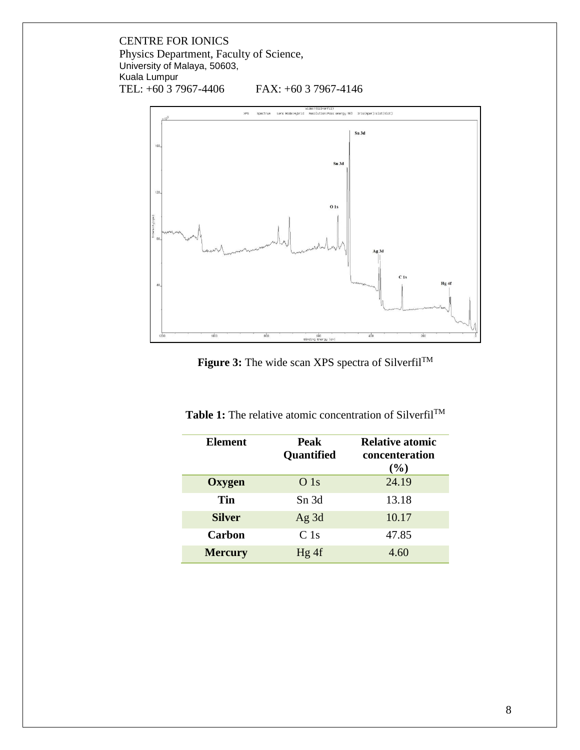CENTRE FOR IONICS
Physics Department, Faculty of Science,
University of Malaya, 50603,
Kuala Lumpur
TEL: +60 3 7967-4406 FAX: +60 3 7967-4146

**Figure 3:** The wide scan XPS spectra of Silverfil[TM]

**Table 1:** The relative atomic concentration of Silverfil[TM]

| Element | Peak Quantified | Relative atomic concenteration (%) |
|---|---|---|
| **Oxygen** | O 1s | 24.19 |
| **Tin** | Sn 3d | 13.18 |
| **Silver** | Ag 3d | 10.17 |
| **Carbon** | C 1s | 47.85 |
| **Mercury** | Hg 4f | 4.60 |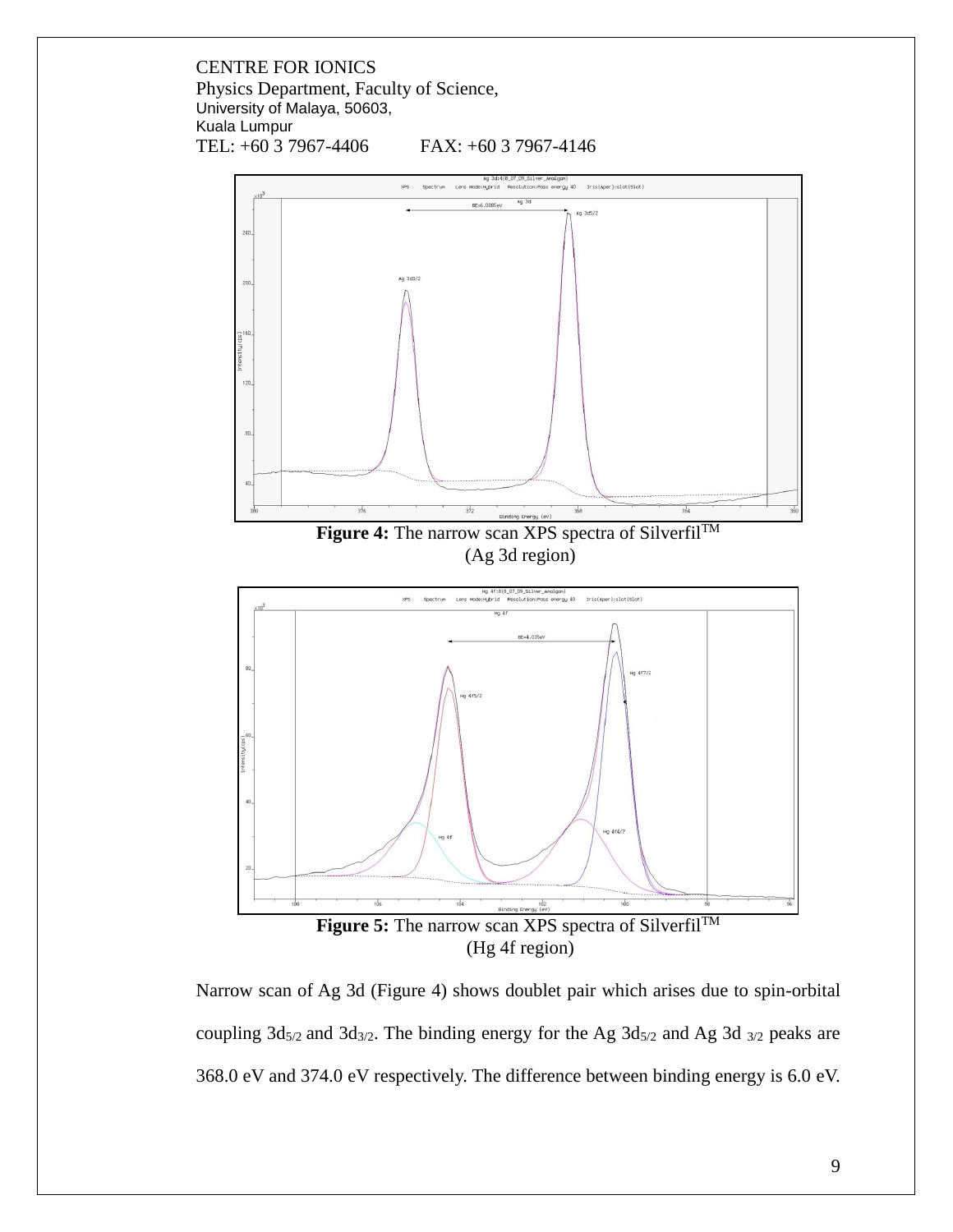CENTRE FOR IONICS
Physics Department, Faculty of Science,
University of Malaya, 50603,
Kuala Lumpur
TEL: +60 3 7967-4406 FAX: +60 3 7967-4146

**Figure 4:** The narrow scan XPS spectra of Silverfil[TM]
(Ag 3d region)

**Figure 5:** The narrow scan XPS spectra of Silverfil[TM]
(Hg 4f region)

Narrow scan of Ag 3d (Figure 4) shows doublet pair which arises due to spin-orbital coupling $3d_{5/2}$ and $3d_{3/2}$. The binding energy for the Ag $3d_{5/2}$ and Ag 3d $_{3/2}$ peaks are 368.0 eV and 374.0 eV respectively. The difference between binding energy is 6.0 eV.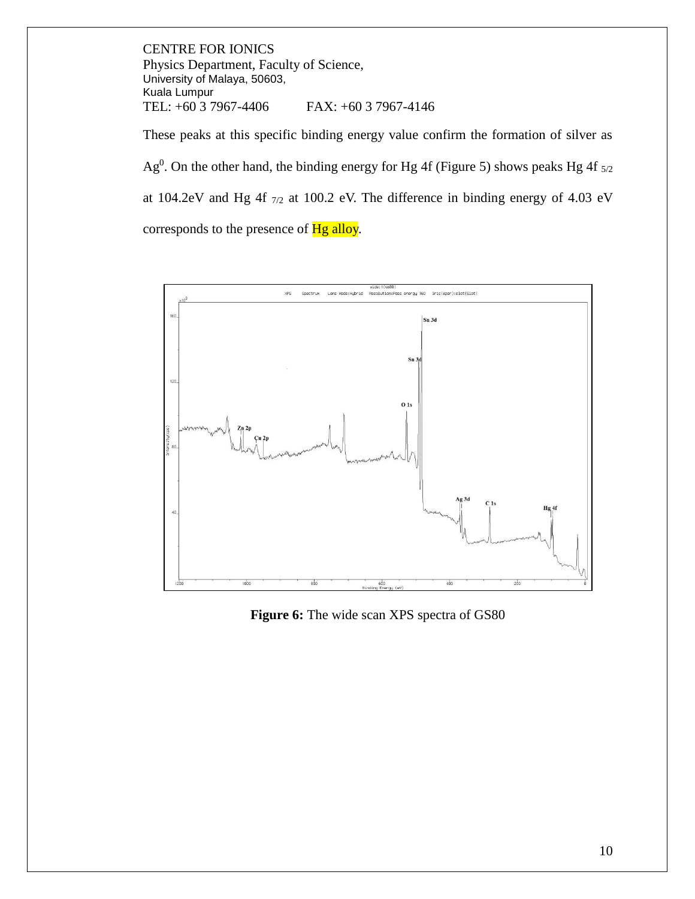CENTRE FOR IONICS
Physics Department, Faculty of Science,
University of Malaya, 50603,
Kuala Lumpur
TEL: +60 3 7967-4406 FAX: +60 3 7967-4146

These peaks at this specific binding energy value confirm the formation of silver as $Ag^0$. On the other hand, the binding energy for Hg 4f (Figure 5) shows peaks Hg 4f $_{5/2}$ at 104.2eV and Hg 4f $_{7/2}$ at 100.2 eV. The difference in binding energy of 4.03 eV corresponds to the presence of Hg alloy.

**Figure 6:** The wide scan XPS spectra of GS80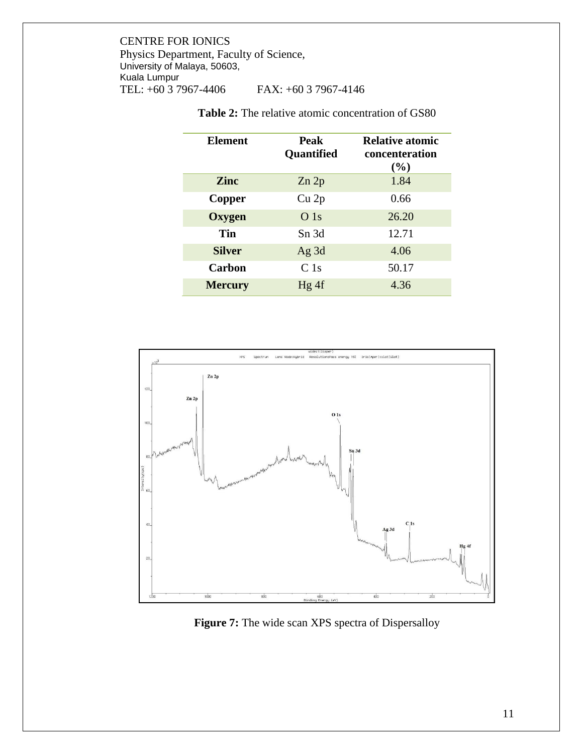CENTRE FOR IONICS
Physics Department, Faculty of Science,
University of Malaya, 50603,
Kuala Lumpur
TEL: +60 3 7967-4406 FAX: +60 3 7967-4146

**Table 2:** The relative atomic concentration of GS80

| Element | Peak Quantified | Relative atomic concenteration (%) |
|---|---|---|
| **Zinc** | Zn 2p | 1.84 |
| **Copper** | Cu 2p | 0.66 |
| **Oxygen** | O 1s | 26.20 |
| **Tin** | Sn 3d | 12.71 |
| **Silver** | Ag 3d | 4.06 |
| **Carbon** | C 1s | 50.17 |
| **Mercury** | Hg 4f | 4.36 |

**Figure 7:** The wide scan XPS spectra of Dispersalloy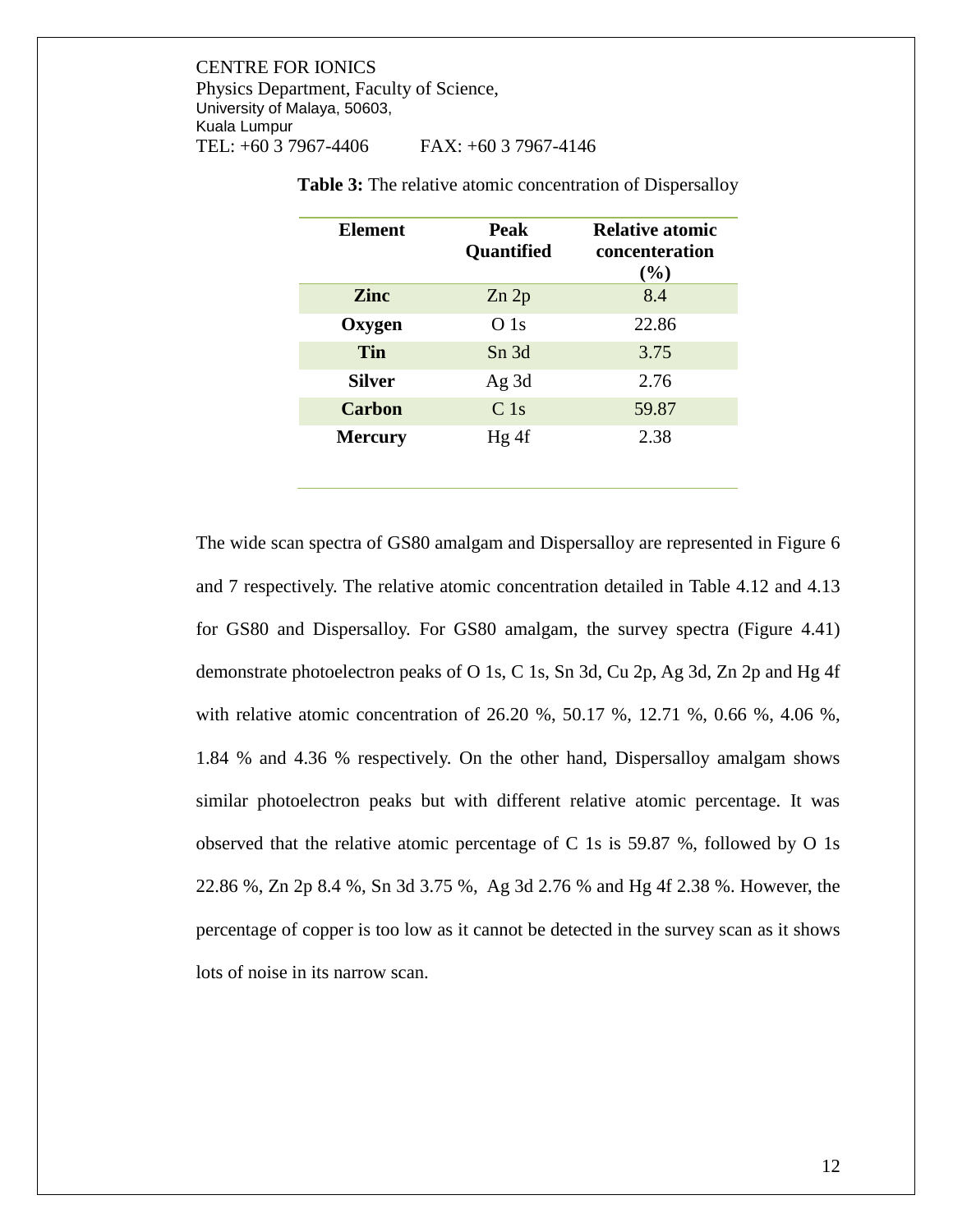CENTRE FOR IONICS
Physics Department, Faculty of Science,
University of Malaya, 50603,
Kuala Lumpur
TEL: +60 3 7967-4406 FAX: +60 3 7967-4146

**Table 3:** The relative atomic concentration of Dispersalloy

| Element | Peak Quantified | Relative atomic concenteration (%) |
|---|---|---|
| **Zinc** | Zn 2p | 8.4 |
| **Oxygen** | O 1s | 22.86 |
| **Tin** | Sn 3d | 3.75 |
| **Silver** | Ag 3d | 2.76 |
| **Carbon** | C 1s | 59.87 |
| **Mercury** | Hg 4f | 2.38 |

The wide scan spectra of GS80 amalgam and Dispersalloy are represented in Figure 6 and 7 respectively. The relative atomic concentration detailed in Table 4.12 and 4.13 for GS80 and Dispersalloy. For GS80 amalgam, the survey spectra (Figure 4.41) demonstrate photoelectron peaks of O 1s, C 1s, Sn 3d, Cu 2p, Ag 3d, Zn 2p and Hg 4f with relative atomic concentration of 26.20 %, 50.17 %, 12.71 %, 0.66 %, 4.06 %, 1.84 % and 4.36 % respectively. On the other hand, Dispersalloy amalgam shows similar photoelectron peaks but with different relative atomic percentage. It was observed that the relative atomic percentage of C 1s is 59.87 %, followed by O 1s 22.86 %, Zn 2p 8.4 %, Sn 3d 3.75 %, Ag 3d 2.76 % and Hg 4f 2.38 %. However, the percentage of copper is too low as it cannot be detected in the survey scan as it shows lots of noise in its narrow scan.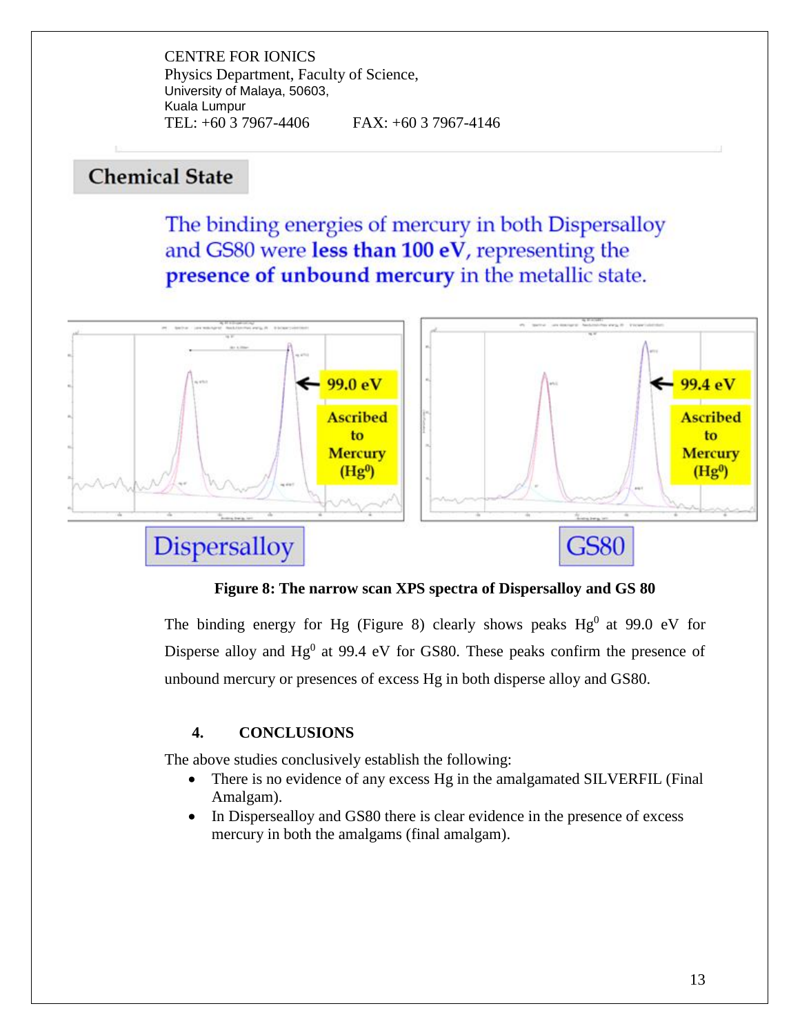CENTRE FOR IONICS
Physics Department, Faculty of Science,
University of Malaya, 50603,
Kuala Lumpur
TEL: +60 3 7967-4406 FAX: +60 3 7967-4146

## Chemical State

The binding energies of mercury in both Dispersalloy and GS80 were **less than 100 eV**, representing the **presence of unbound mercury** in the metallic state.

99.0 eV
Ascribed to Mercury ($Hg^0$)

Dispersalloy

99.4 eV
Ascribed to Mercury ($Hg^0$)

GS80

**Figure 8: The narrow scan XPS spectra of Dispersalloy and GS 80**

The binding energy for Hg (Figure 8) clearly shows peaks $Hg^0$ at 99.0 eV for Disperse alloy and $Hg^0$ at 99.4 eV for GS80. These peaks confirm the presence of unbound mercury or presences of excess Hg in both disperse alloy and GS80.

## 4. CONCLUSIONS

The above studies conclusively establish the following:

- There is no evidence of any excess Hg in the amalgamated SILVERFIL (Final Amalgam).
- In Dispersealloy and GS80 there is clear evidence in the presence of excess mercury in both the amalgams (final amalgam).